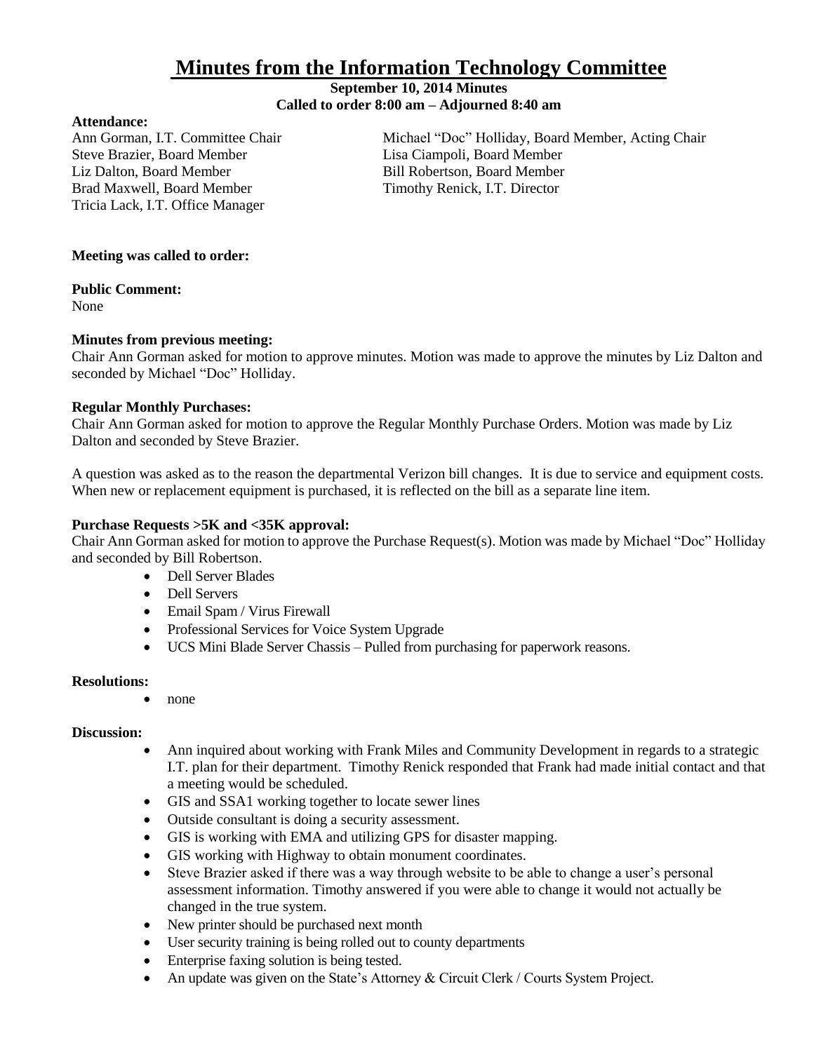# Minutes from the Information Technology Committee

**September 10, 2014 Minutes**
**Called to order 8:00 am – Adjourned 8:40 am**

**Attendance:**

Ann Gorman, I.T. Committee Chair
Steve Brazier, Board Member
Liz Dalton, Board Member
Brad Maxwell, Board Member
Tricia Lack, I.T. Office Manager
Michael "Doc" Holliday, Board Member, Acting Chair
Lisa Ciampoli, Board Member
Bill Robertson, Board Member
Timothy Renick, I.T. Director

**Meeting was called to order:**

**Public Comment:**
None

**Minutes from previous meeting:**
Chair Ann Gorman asked for motion to approve minutes. Motion was made to approve the minutes by Liz Dalton and seconded by Michael "Doc" Holliday.

**Regular Monthly Purchases:**
Chair Ann Gorman asked for motion to approve the Regular Monthly Purchase Orders. Motion was made by Liz Dalton and seconded by Steve Brazier.

A question was asked as to the reason the departmental Verizon bill changes. It is due to service and equipment costs. When new or replacement equipment is purchased, it is reflected on the bill as a separate line item.

**Purchase Requests >5K and <35K approval:**
Chair Ann Gorman asked for motion to approve the Purchase Request(s). Motion was made by Michael "Doc" Holliday and seconded by Bill Robertson.

- Dell Server Blades
- Dell Servers
- Email Spam / Virus Firewall
- Professional Services for Voice System Upgrade
- UCS Mini Blade Server Chassis – Pulled from purchasing for paperwork reasons.

**Resolutions:**

- none

**Discussion:**

- Ann inquired about working with Frank Miles and Community Development in regards to a strategic I.T. plan for their department. Timothy Renick responded that Frank had made initial contact and that a meeting would be scheduled.
- GIS and SSA1 working together to locate sewer lines
- Outside consultant is doing a security assessment.
- GIS is working with EMA and utilizing GPS for disaster mapping.
- GIS working with Highway to obtain monument coordinates.
- Steve Brazier asked if there was a way through website to be able to change a user's personal assessment information. Timothy answered if you were able to change it would not actually be changed in the true system.
- New printer should be purchased next month
- User security training is being rolled out to county departments
- Enterprise faxing solution is being tested.
- An update was given on the State's Attorney & Circuit Clerk / Courts System Project.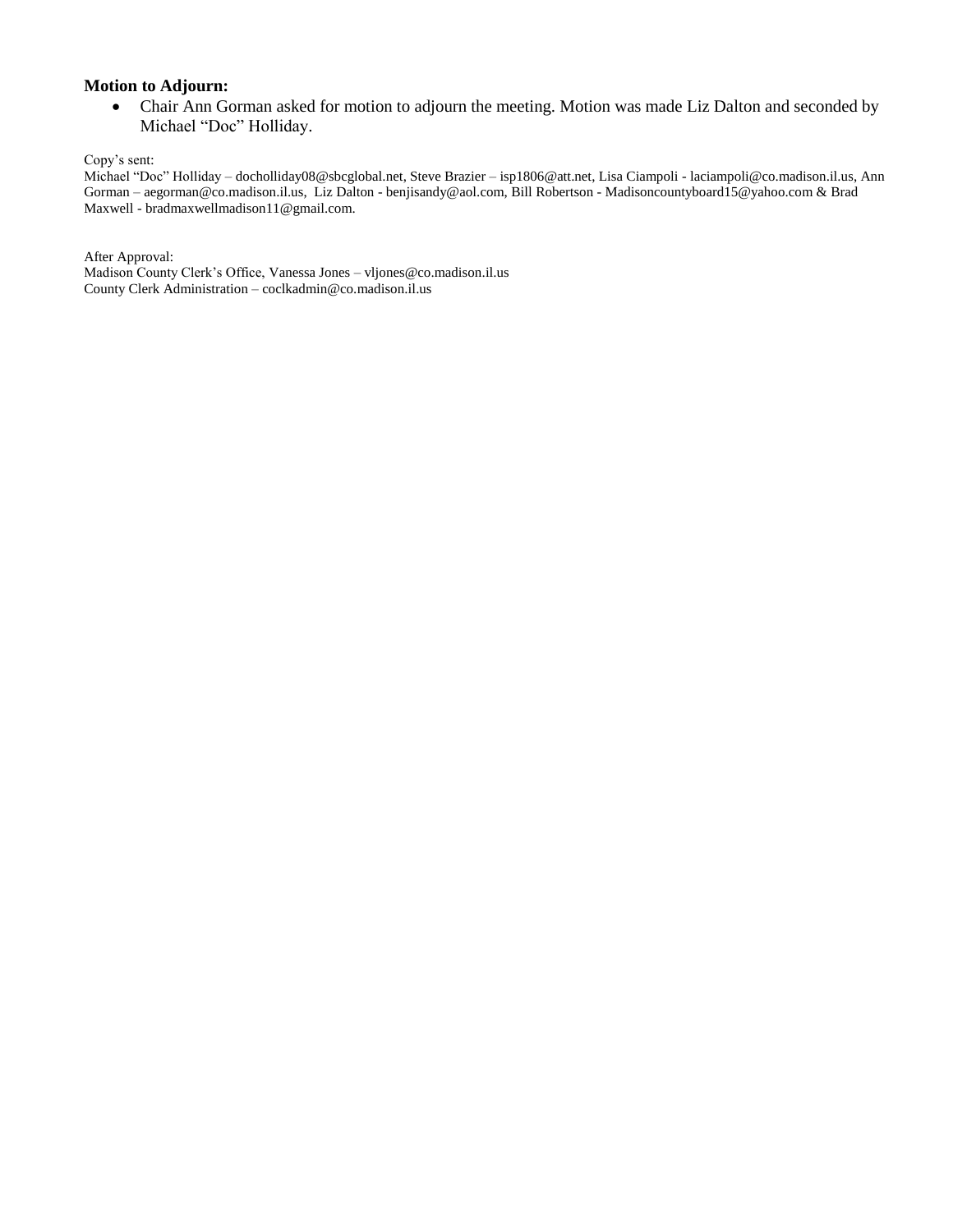**Motion to Adjourn:**

- Chair Ann Gorman asked for motion to adjourn the meeting. Motion was made Liz Dalton and seconded by Michael "Doc" Holliday.

Copy's sent:
Michael "Doc" Holliday – docholliday08@sbcglobal.net, Steve Brazier – isp1806@att.net, Lisa Ciampoli - laciampoli@co.madison.il.us, Ann Gorman – aegorman@co.madison.il.us, Liz Dalton - benjisandy@aol.com, Bill Robertson - Madisoncountyboard15@yahoo.com & Brad Maxwell - bradmaxwellmadison11@gmail.com.

After Approval:
Madison County Clerk's Office, Vanessa Jones – vljones@co.madison.il.us
County Clerk Administration – coclkadmin@co.madison.il.us